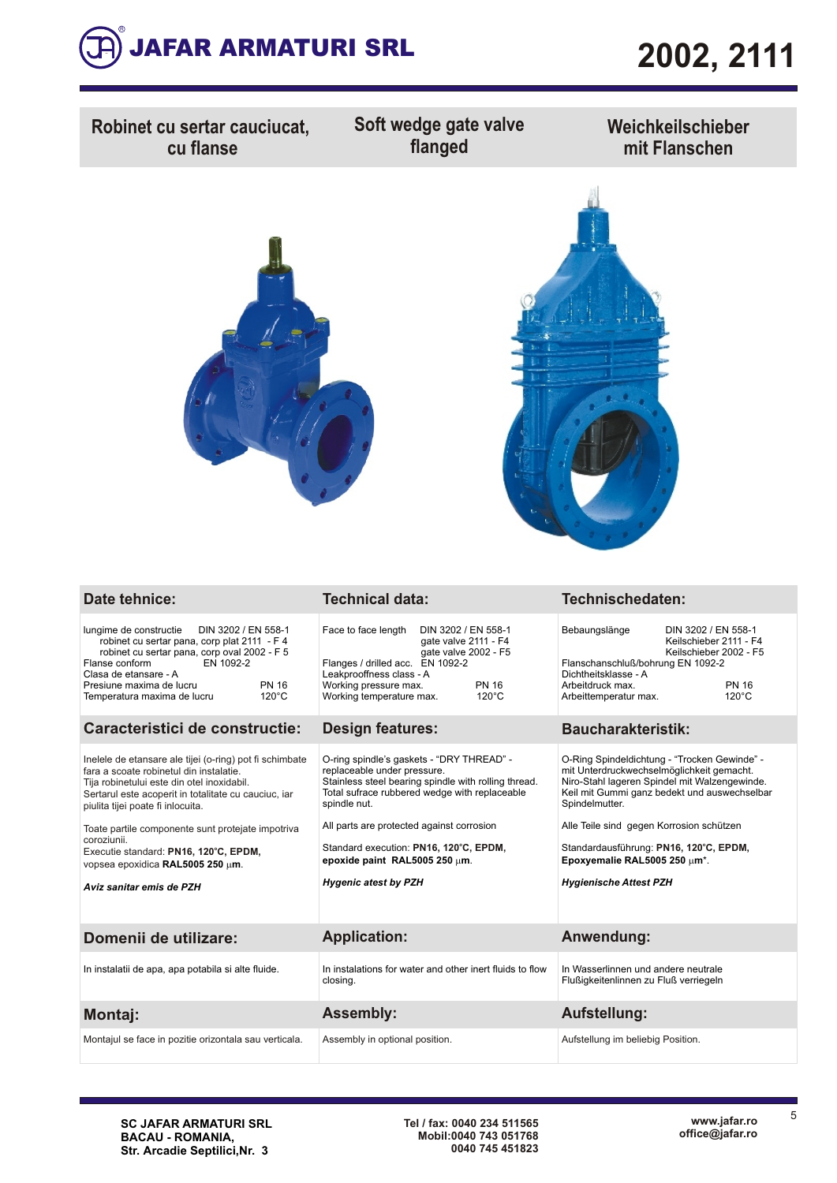# JAFAR ARMATURI SRL

# 2002, 2111

| Robinet cu sertar cauciucat, cu flanse | Soft wedge gate valve flanged | Weichkeilschieber mit Flanschen |
|---|---|---|

## Date tehnice: / Technical data: / Technischedaten:

| Date tehnice: | Technical data: | Technischedaten: |
|---|---|---|
| lungime de constructie DIN 3202 / EN 558-1<br>robinet cu sertar pana, corp plat 2111 - F 4<br>robinet cu sertar pana, corp oval 2002 - F 5<br>Flanse conform EN 1092-2<br>Clasa de etansare - A<br>Presiune maxima de lucru PN 16<br>Temperatura maxima de lucru 120°C | Face to face length DIN 3202 / EN 558-1<br>gate valve 2111 - F4<br>gate valve 2002 - F5<br>Flanges / drilled acc. EN 1092-2<br>Leakproffness class - A<br>Working pressure max. PN 16<br>Working temperature max. 120°C | Bebaungslänge DIN 3202 / EN 558-1<br>Keilschieber 2111 - F4<br>Keilschieber 2002 - F5<br>Flanschanschluß/bohrung EN 1092-2<br>Dichtheitsklasse - A<br>Arbeitdruck max. PN 16<br>Arbeittemperatur max. 120°C |

## Caracteristici de constructie: / Design features: / Baucharakteristik:

| Caracteristici de constructie: | Design features: | Baucharakteristik: |
|---|---|---|
| Inelele de etansare ale tijei (o-ring) pot fi schimbate fara a scoate robinetul din instalatie.<br>Tija robinetului este din otel inoxidabil.<br>Sertarul este acoperit in totalitate cu cauciuc, iar piulita tijei poate fi inlocuita. | O-ring spindle's gaskets - "DRY THREAD" - replaceable under pressure.<br>Stainless steel bearing spindle with rolling thread.<br>Total sufrace rubbered wedge with replaceable spindle nut. | O-Ring Spindeldichtung - "Trocken Gewinde" - mit Unterdruckwechselmöglichkeit gemacht.<br>Niro-Stahl lageren Spindel mit Walzengewinde.<br>Keil mit Gummi ganz bedekt und auswechselbar Spindelmutter. |
| Toate partile componente sunt protejate impotriva coroziunii.<br>Executie standard: **PN16, 120°C, EPDM,** vopsea epoxidica **RAL5005 250 µm**. | All parts are protected against corrosion<br>Standard execution: **PN16, 120°C, EPDM, epoxide paint RAL5005 250 µm**. | Alle Teile sind gegen Korrosion schützen<br>Standardausführung: **PN16, 120°C, EPDM, Epoxyemalie RAL5005 250 µm***. |
| ***Aviz sanitar emis de PZH*** | ***Hygenic atest by PZH*** | ***Hygienische Attest PZH*** |

## Domenii de utilizare: / Application: / Anwendung:

| Domenii de utilizare: | Application: | Anwendung: |
|---|---|---|
| In instalatii de apa, apa potabila si alte fluide. | In instalations for water and other inert fluids to flow closing. | In Wasserlinnen und andere neutrale Flußigkeitenlinnen zu Fluß verriegeln |

## Montaj: / Assembly: / Aufstellung:

| Montaj: | Assembly: | Aufstellung: |
|---|---|---|
| Montajul se face in pozitie orizontala sau verticala. | Assembly in optional position. | Aufstellung im beliebig Position. |

**SC JAFAR ARMATURI SRL**
**BACAU - ROMANIA,**
**Str. Arcadie Septilici,Nr. 3**

**Tel / fax: 0040 234 511565**
**Mobil:0040 743 051768**
**0040 745 451823**

**www.jafar.ro**
**office@jafar.ro**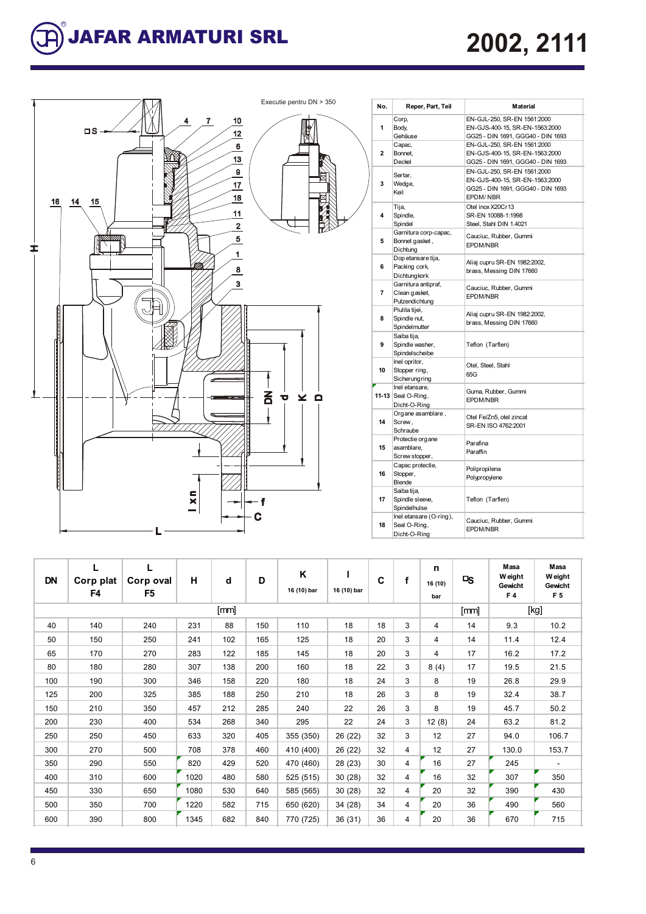# JAFAR ARMATURI SRL

# 2002, 2111

Executie pentru DN > 350

| No. | Reper, Part, Teil | Material |
|---|---|---|
| 1 | Corp, Body, Gehäuse | EN-GJL-250, SR-EN 1561:2000 EN-GJS-400-15, SR-EN-1563:2000 GG25 - DIN 1691, GGG40 - DIN 1693 |
| 2 | Capac, Bonnet, Deckel | EN-GJL-250, SR-EN 1561:2000 EN-GJS-400-15, SR-EN-1563:2000 GG25 - DIN 1691, GGG40 - DIN 1693 |
| 3 | Sertar, Wedge, Keil | EN-GJL-250, SR-EN 1561:2000 EN-GJS-400-15, SR-EN-1563:2000 GG25 - DIN 1691, GGG40 - DIN 1693 EPDM/ NBR |
| 4 | Tija, Spindle, Spindel | Otel inox X20Cr13 SR-EN 10088-1:1998 Steel, Stahl DIN 1.4021 |
| 5 | Garnitura corp-capac, Bonnet gasket , Dichtung | Cauciuc, Rubber, Gummi EPDM/NBR |
| 6 | Dop etansare tija, Packing cork, Dichtungkork | Aliaj cupru SR-EN 1982:2002, brass, Messing DIN 17660 |
| 7 | Garnitura antipraf, Clean gasket, Putzendichtung | Cauciuc, Rubber, Gummi EPDM/NBR |
| 8 | Piulita tijei, Spindle nut, Spindelmutter | Aliaj cupru SR-EN 1982:2002, brass, Messing DIN 17660 |
| 9 | Saiba tija, Spindle washer, Spindelscheibe | Teflon (Tarflen) |
| 10 | Inel opritor, Stopper ring, Sicherungring | Otel, Steel, Stahl 65G |
| 11-13 | Inel etansare, Seal O-Ring, Dicht-O-Ring | Guma, Rubber, Gummi EPDM/NBR |
| 14 | Organe asamblare , Screw , Schraube | Otel Fe/Zn5, otel zincat SR-EN ISO 4762:2001 |
| 15 | Protectie organe asamblare, Screw stopper, | Parafina Paraffin |
| 16 | Capac protectie, Stopper, Blende | Polipropilena Polypropylene |
| 17 | Saiba tija, Spindle sleeve, Spindelhulse | Teflon (Tarflen) |
| 18 | Inel etansare (O-ring), Seal O-Ring, Dicht-O-Ring | Cauciuc, Rubber, Gummi EPDM/NBR |

| DN | L Corp plat F4 | L Corp oval F5 | H | d | D | K 16 (10) bar | l 16 (10) bar | C | f | n 16 (10) bar | □S | Masa Weight Gewicht F 4 | Masa Weight Gewicht F 5 |
|---|---|---|---|---|---|---|---|---|---|---|---|---|---|
| | [mm] | | | | | | | | | | [mm] | [kg] | |
| 40 | 140 | 240 | 231 | 88 | 150 | 110 | 18 | 18 | 3 | 4 | 14 | 9.3 | 10.2 |
| 50 | 150 | 250 | 241 | 102 | 165 | 125 | 18 | 20 | 3 | 4 | 14 | 11.4 | 12.4 |
| 65 | 170 | 270 | 283 | 122 | 185 | 145 | 18 | 20 | 3 | 4 | 17 | 16.2 | 17.2 |
| 80 | 180 | 280 | 307 | 138 | 200 | 160 | 18 | 22 | 3 | 8 (4) | 17 | 19.5 | 21.5 |
| 100 | 190 | 300 | 346 | 158 | 220 | 180 | 18 | 24 | 3 | 8 | 19 | 26.8 | 29.9 |
| 125 | 200 | 325 | 385 | 188 | 250 | 210 | 18 | 26 | 3 | 8 | 19 | 32.4 | 38.7 |
| 150 | 210 | 350 | 457 | 212 | 285 | 240 | 22 | 26 | 3 | 8 | 19 | 45.7 | 50.2 |
| 200 | 230 | 400 | 534 | 268 | 340 | 295 | 22 | 24 | 3 | 12 (8) | 24 | 63.2 | 81.2 |
| 250 | 250 | 450 | 633 | 320 | 405 | 355 (350) | 26 (22) | 32 | 3 | 12 | 27 | 94.0 | 106.7 |
| 300 | 270 | 500 | 708 | 378 | 460 | 410 (400) | 26 (22) | 32 | 4 | 12 | 27 | 130.0 | 153.7 |
| 350 | 290 | 550 | 820 | 429 | 520 | 470 (460) | 28 (23) | 30 | 4 | 16 | 27 | 245 | - |
| 400 | 310 | 600 | 1020 | 480 | 580 | 525 (515) | 30 (28) | 32 | 4 | 16 | 32 | 307 | 350 |
| 450 | 330 | 650 | 1080 | 530 | 640 | 585 (565) | 30 (28) | 32 | 4 | 20 | 32 | 390 | 430 |
| 500 | 350 | 700 | 1220 | 582 | 715 | 650 (620) | 34 (28) | 34 | 4 | 20 | 36 | 490 | 560 |
| 600 | 390 | 800 | 1345 | 682 | 840 | 770 (725) | 36 (31) | 36 | 4 | 20 | 36 | 670 | 715 |